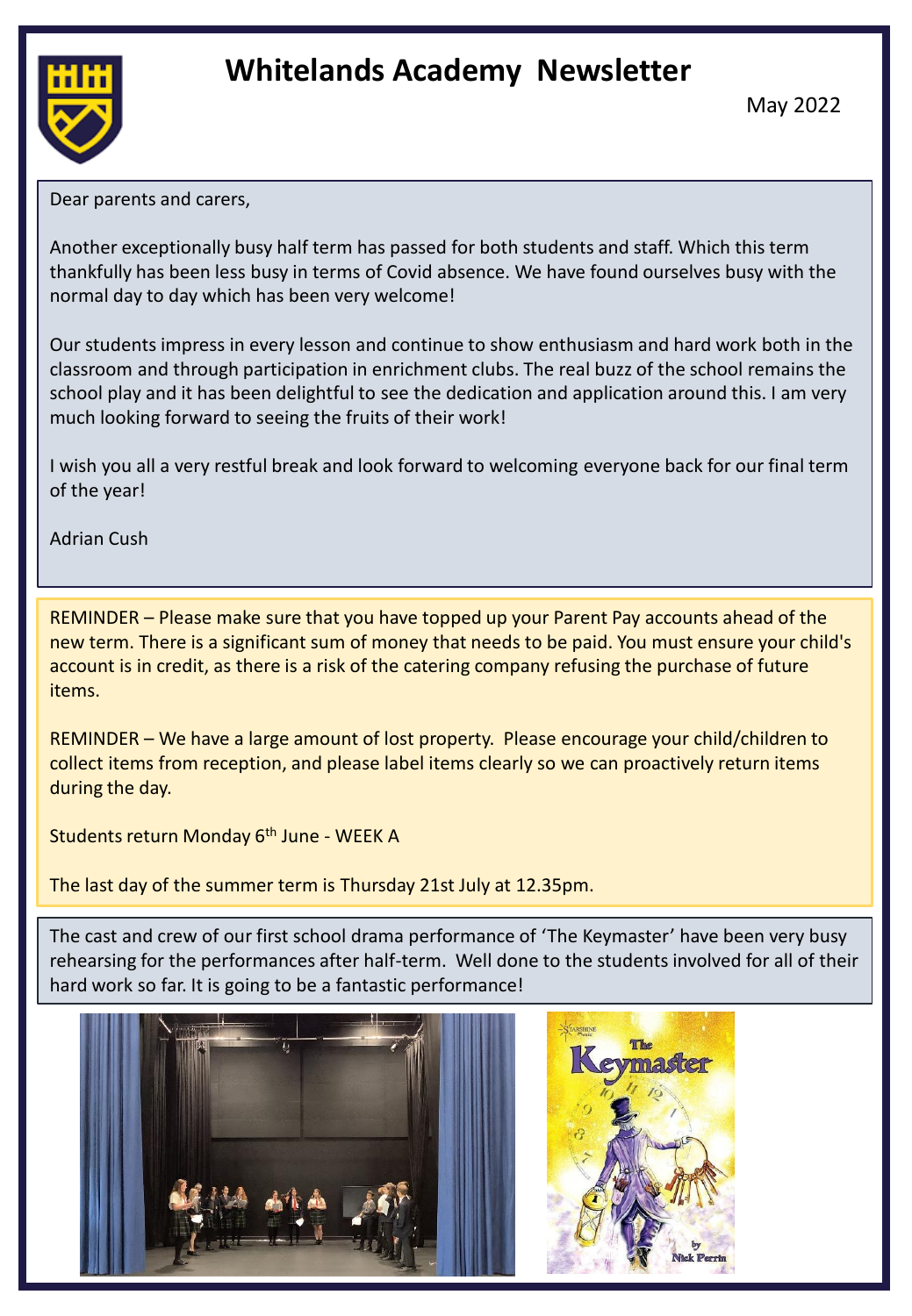# Whitelands Academy Newsletter

May 2022

Dear parents and carers,

Another exceptionally busy half term has passed for both students and staff. Which this term thankfully has been less busy in terms of Covid absence. We have found ourselves busy with the normal day to day which has been very welcome!

Our students impress in every lesson and continue to show enthusiasm and hard work both in the classroom and through participation in enrichment clubs. The real buzz of the school remains the school play and it has been delightful to see the dedication and application around this. I am very much looking forward to seeing the fruits of their work!

I wish you all a very restful break and look forward to welcoming everyone back for our final term of the year!

Adrian Cush

REMINDER – Please make sure that you have topped up your Parent Pay accounts ahead of the new term. There is a significant sum of money that needs to be paid. You must ensure your child's account is in credit, as there is a risk of the catering company refusing the purchase of future items.

REMINDER – We have a large amount of lost property. Please encourage your child/children to collect items from reception, and please label items clearly so we can proactively return items during the day.

Students return Monday 6th June - WEEK A

The last day of the summer term is Thursday 21st July at 12.35pm.

The cast and crew of our first school drama performance of 'The Keymaster' have been very busy rehearsing for the performances after half-term. Well done to the students involved for all of their hard work so far. It is going to be a fantastic performance!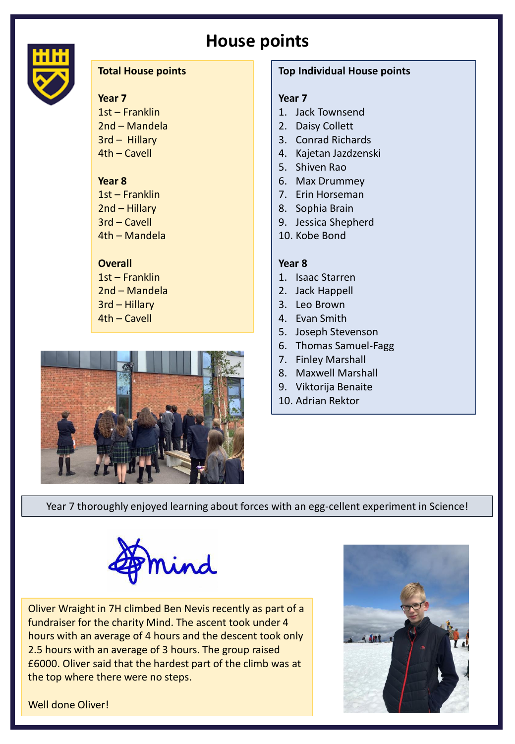# House points

**Total House points**

**Year 7**

1st – Franklin
2nd – Mandela
3rd – Hillary
4th – Cavell

**Year 8**

1st – Franklin
2nd – Hillary
3rd – Cavell
4th – Mandela

**Overall**

1st – Franklin
2nd – Mandela
3rd – Hillary
4th – Cavell

**Top Individual House points**

**Year 7**

1. Jack Townsend
2. Daisy Collett
3. Conrad Richards
4. Kajetan Jazdzenski
5. Shiven Rao
6. Max Drummey
7. Erin Horseman
8. Sophia Brain
9. Jessica Shepherd
10. Kobe Bond

**Year 8**

1. Isaac Starren
2. Jack Happell
3. Leo Brown
4. Evan Smith
5. Joseph Stevenson
6. Thomas Samuel-Fagg
7. Finley Marshall
8. Maxwell Marshall
9. Viktorija Benaite
10. Adrian Rektor

Year 7 thoroughly enjoyed learning about forces with an egg-cellent experiment in Science!

Oliver Wraight in 7H climbed Ben Nevis recently as part of a fundraiser for the charity Mind. The ascent took under 4 hours with an average of 4 hours and the descent took only 2.5 hours with an average of 3 hours. The group raised £6000. Oliver said that the hardest part of the climb was at the top where there were no steps.

Well done Oliver!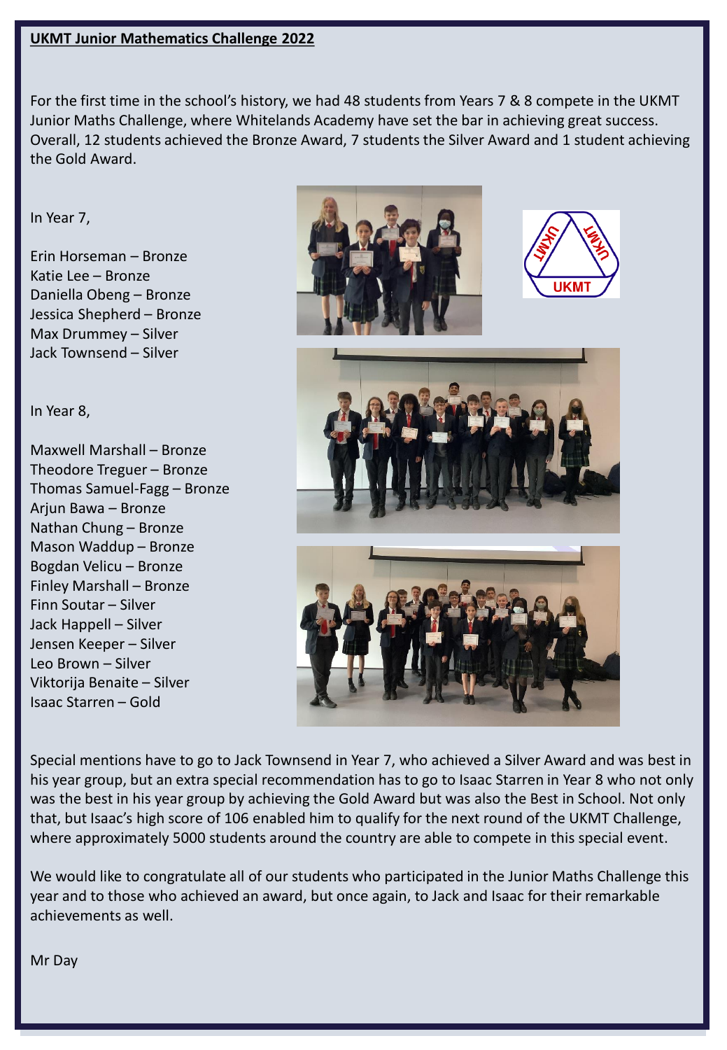**UKMT Junior Mathematics Challenge 2022**

For the first time in the school's history, we had 48 students from Years 7 & 8 compete in the UKMT Junior Maths Challenge, where Whitelands Academy have set the bar in achieving great success. Overall, 12 students achieved the Bronze Award, 7 students the Silver Award and 1 student achieving the Gold Award.

In Year 7,

Erin Horseman – Bronze
Katie Lee – Bronze
Daniella Obeng – Bronze
Jessica Shepherd – Bronze
Max Drummey – Silver
Jack Townsend – Silver

In Year 8,

Maxwell Marshall – Bronze
Theodore Treguer – Bronze
Thomas Samuel-Fagg – Bronze
Arjun Bawa – Bronze
Nathan Chung – Bronze
Mason Waddup – Bronze
Bogdan Velicu – Bronze
Finley Marshall – Bronze
Finn Soutar – Silver
Jack Happell – Silver
Jensen Keeper – Silver
Leo Brown – Silver
Viktorija Benaite – Silver
Isaac Starren – Gold

Special mentions have to go to Jack Townsend in Year 7, who achieved a Silver Award and was best in his year group, but an extra special recommendation has to go to Isaac Starren in Year 8 who not only was the best in his year group by achieving the Gold Award but was also the Best in School. Not only that, but Isaac's high score of 106 enabled him to qualify for the next round of the UKMT Challenge, where approximately 5000 students around the country are able to compete in this special event.

We would like to congratulate all of our students who participated in the Junior Maths Challenge this year and to those who achieved an award, but once again, to Jack and Isaac for their remarkable achievements as well.

Mr Day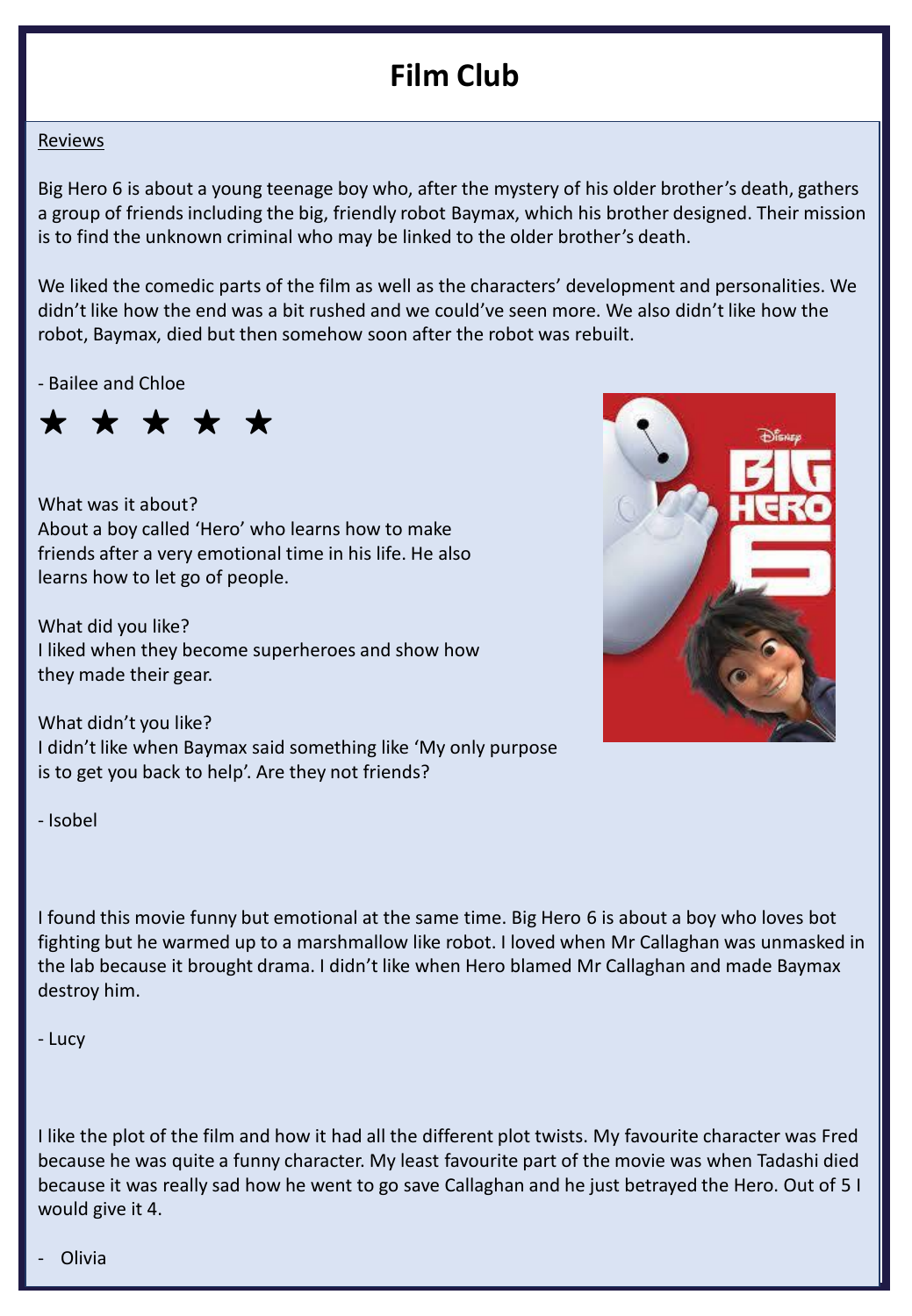# Film Club

<u>Reviews</u>

Big Hero 6 is about a young teenage boy who, after the mystery of his older brother's death, gathers a group of friends including the big, friendly robot Baymax, which his brother designed. Their mission is to find the unknown criminal who may be linked to the older brother's death.

We liked the comedic parts of the film as well as the characters' development and personalities. We didn't like how the end was a bit rushed and we could've seen more. We also didn't like how the robot, Baymax, died but then somehow soon after the robot was rebuilt.

- Bailee and Chloe

★ ★ ★ ★ ★

What was it about?
About a boy called 'Hero' who learns how to make friends after a very emotional time in his life. He also learns how to let go of people.

What did you like?
I liked when they become superheroes and show how they made their gear.

What didn't you like?
I didn't like when Baymax said something like 'My only purpose is to get you back to help'. Are they not friends?

- Isobel

I found this movie funny but emotional at the same time. Big Hero 6 is about a boy who loves bot fighting but he warmed up to a marshmallow like robot. I loved when Mr Callaghan was unmasked in the lab because it brought drama. I didn't like when Hero blamed Mr Callaghan and made Baymax destroy him.

- Lucy

I like the plot of the film and how it had all the different plot twists. My favourite character was Fred because he was quite a funny character. My least favourite part of the movie was when Tadashi died because it was really sad how he went to go save Callaghan and he just betrayed the Hero. Out of 5 I would give it 4.

- Olivia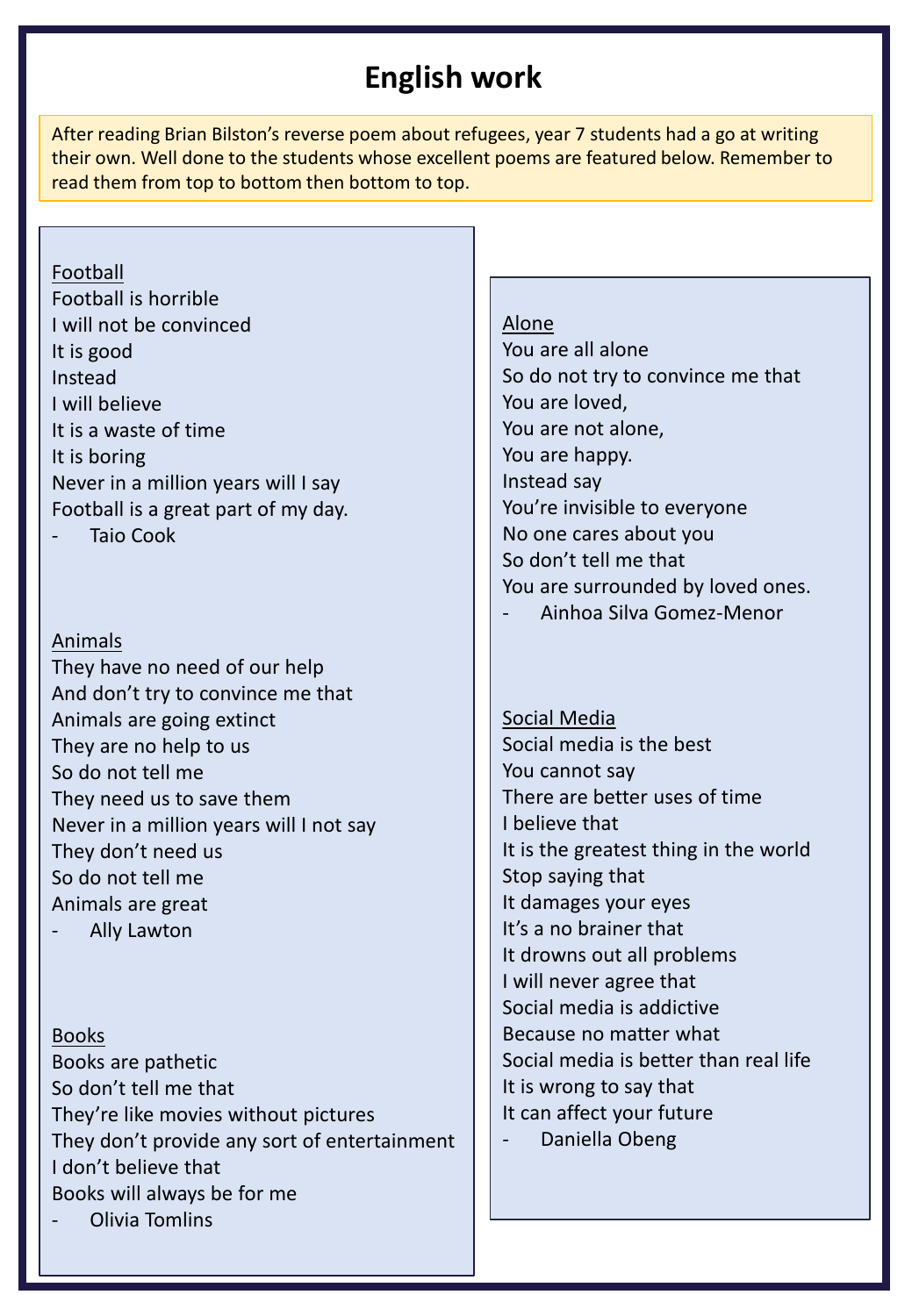# English work

After reading Brian Bilston's reverse poem about refugees, year 7 students had a go at writing their own. Well done to the students whose excellent poems are featured below. Remember to read them from top to bottom then bottom to top.

<u>Football</u>

Football is horrible
I will not be convinced
It is good
Instead
I will believe
It is a waste of time
It is boring
Never in a million years will I say
Football is a great part of my day.

- Taio Cook

<u>Animals</u>

They have no need of our help
And don't try to convince me that
Animals are going extinct
They are no help to us
So do not tell me
They need us to save them
Never in a million years will I not say
They don't need us
So do not tell me
Animals are great

- Ally Lawton

<u>Books</u>

Books are pathetic
So don't tell me that
They're like movies without pictures
They don't provide any sort of entertainment
I don't believe that
Books will always be for me

- Olivia Tomlins

<u>Alone</u>

You are all alone
So do not try to convince me that
You are loved,
You are not alone,
You are happy.
Instead say
You're invisible to everyone
No one cares about you
So don't tell me that
You are surrounded by loved ones.

- Ainhoa Silva Gomez-Menor

<u>Social Media</u>

Social media is the best
You cannot say
There are better uses of time
I believe that
It is the greatest thing in the world
Stop saying that
It damages your eyes
It's a no brainer that
It drowns out all problems
I will never agree that
Social media is addictive
Because no matter what
Social media is better than real life
It is wrong to say that
It can affect your future

- Daniella Obeng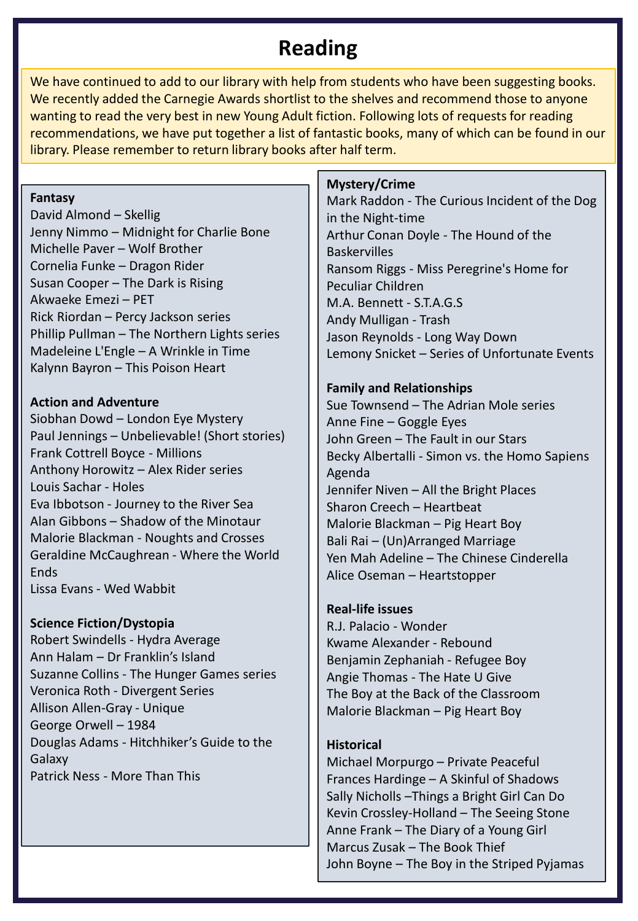# Reading

We have continued to add to our library with help from students who have been suggesting books. We recently added the Carnegie Awards shortlist to the shelves and recommend those to anyone wanting to read the very best in new Young Adult fiction. Following lots of requests for reading recommendations, we have put together a list of fantastic books, many of which can be found in our library. Please remember to return library books after half term.

**Fantasy**

David Almond – Skellig
Jenny Nimmo – Midnight for Charlie Bone
Michelle Paver – Wolf Brother
Cornelia Funke – Dragon Rider
Susan Cooper – The Dark is Rising
Akwaeke Emezi – PET
Rick Riordan – Percy Jackson series
Phillip Pullman – The Northern Lights series
Madeleine L'Engle – A Wrinkle in Time
Kalynn Bayron – This Poison Heart

**Action and Adventure**

Siobhan Dowd – London Eye Mystery
Paul Jennings – Unbelievable! (Short stories)
Frank Cottrell Boyce - Millions
Anthony Horowitz – Alex Rider series
Louis Sachar - Holes
Eva Ibbotson - Journey to the River Sea
Alan Gibbons – Shadow of the Minotaur
Malorie Blackman - Noughts and Crosses
Geraldine McCaughrean - Where the World Ends
Lissa Evans - Wed Wabbit

**Science Fiction/Dystopia**

Robert Swindells - Hydra Average
Ann Halam – Dr Franklin's Island
Suzanne Collins - The Hunger Games series
Veronica Roth - Divergent Series
Allison Allen-Gray - Unique
George Orwell – 1984
Douglas Adams - Hitchhiker's Guide to the Galaxy
Patrick Ness - More Than This

**Mystery/Crime**

Mark Raddon - The Curious Incident of the Dog in the Night-time
Arthur Conan Doyle - The Hound of the Baskervilles
Ransom Riggs - Miss Peregrine's Home for Peculiar Children
M.A. Bennett - S.T.A.G.S
Andy Mulligan - Trash
Jason Reynolds - Long Way Down
Lemony Snicket – Series of Unfortunate Events

**Family and Relationships**

Sue Townsend – The Adrian Mole series
Anne Fine – Goggle Eyes
John Green – The Fault in our Stars
Becky Albertalli - Simon vs. the Homo Sapiens Agenda
Jennifer Niven – All the Bright Places
Sharon Creech – Heartbeat
Malorie Blackman – Pig Heart Boy
Bali Rai – (Un)Arranged Marriage
Yen Mah Adeline – The Chinese Cinderella
Alice Oseman – Heartstopper

**Real-life issues**

R.J. Palacio - Wonder
Kwame Alexander - Rebound
Benjamin Zephaniah - Refugee Boy
Angie Thomas - The Hate U Give
The Boy at the Back of the Classroom
Malorie Blackman – Pig Heart Boy

**Historical**

Michael Morpurgo – Private Peaceful
Frances Hardinge – A Skinful of Shadows
Sally Nicholls –Things a Bright Girl Can Do
Kevin Crossley-Holland – The Seeing Stone
Anne Frank – The Diary of a Young Girl
Marcus Zusak – The Book Thief
John Boyne – The Boy in the Striped Pyjamas